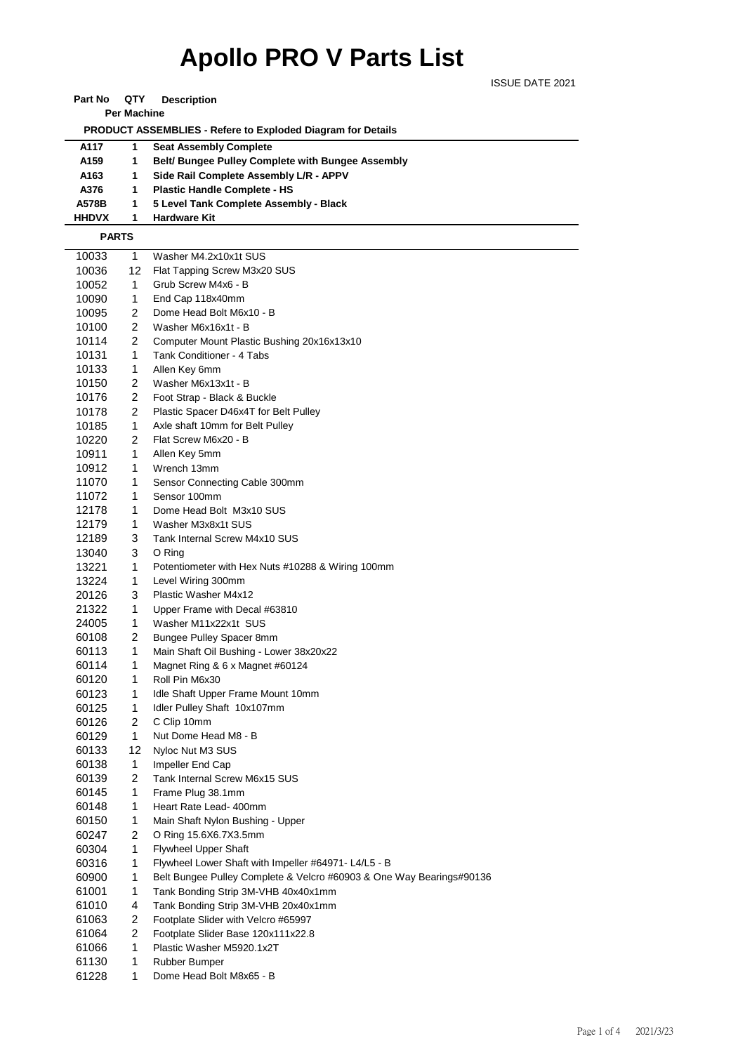# Apollo PRO V Parts List

ISSUE DATE 2021

| Part No | QTY Per Machine | Description |
|---|---|---|
| | | **PRODUCT ASSEMBLIES - Refere to Exploded Diagram for Details** |
| **A117** | **1** | **Seat Assembly Complete** |
| **A159** | **1** | **Belt/ Bungee Pulley Complete with Bungee Assembly** |
| **A163** | **1** | **Side Rail Complete Assembly L/R - APPV** |
| **A376** | **1** | **Plastic Handle Complete - HS** |
| **A578B** | **1** | **5 Level Tank Complete Assembly - Black** |
| **HHDVX** | **1** | **Hardware Kit** |
| **PARTS** | | |
| 10033 | 1 | Washer M4.2x10x1t SUS |
| 10036 | 12 | Flat Tapping Screw M3x20 SUS |
| 10052 | 1 | Grub Screw M4x6 - B |
| 10090 | 1 | End Cap 118x40mm |
| 10095 | 2 | Dome Head Bolt M6x10 - B |
| 10100 | 2 | Washer M6x16x1t - B |
| 10114 | 2 | Computer Mount Plastic Bushing 20x16x13x10 |
| 10131 | 1 | Tank Conditioner - 4 Tabs |
| 10133 | 1 | Allen Key 6mm |
| 10150 | 2 | Washer M6x13x1t - B |
| 10176 | 2 | Foot Strap - Black & Buckle |
| 10178 | 2 | Plastic Spacer D46x4T for Belt Pulley |
| 10185 | 1 | Axle shaft 10mm for Belt Pulley |
| 10220 | 2 | Flat Screw M6x20 - B |
| 10911 | 1 | Allen Key 5mm |
| 10912 | 1 | Wrench 13mm |
| 11070 | 1 | Sensor Connecting Cable 300mm |
| 11072 | 1 | Sensor 100mm |
| 12178 | 1 | Dome Head Bolt M3x10 SUS |
| 12179 | 1 | Washer M3x8x1t SUS |
| 12189 | 3 | Tank Internal Screw M4x10 SUS |
| 13040 | 3 | O Ring |
| 13221 | 1 | Potentiometer with Hex Nuts #10288 & Wiring 100mm |
| 13224 | 1 | Level Wiring 300mm |
| 20126 | 3 | Plastic Washer M4x12 |
| 21322 | 1 | Upper Frame with Decal #63810 |
| 24005 | 1 | Washer M11x22x1t SUS |
| 60108 | 2 | Bungee Pulley Spacer 8mm |
| 60113 | 1 | Main Shaft Oil Bushing - Lower 38x20x22 |
| 60114 | 1 | Magnet Ring & 6 x Magnet #60124 |
| 60120 | 1 | Roll Pin M6x30 |
| 60123 | 1 | Idle Shaft Upper Frame Mount 10mm |
| 60125 | 1 | Idler Pulley Shaft 10x107mm |
| 60126 | 2 | C Clip 10mm |
| 60129 | 1 | Nut Dome Head M8 - B |
| 60133 | 12 | Nyloc Nut M3 SUS |
| 60138 | 1 | Impeller End Cap |
| 60139 | 2 | Tank Internal Screw M6x15 SUS |
| 60145 | 1 | Frame Plug 38.1mm |
| 60148 | 1 | Heart Rate Lead- 400mm |
| 60150 | 1 | Main Shaft Nylon Bushing - Upper |
| 60247 | 2 | O Ring 15.6X6.7X3.5mm |
| 60304 | 1 | Flywheel Upper Shaft |
| 60316 | 1 | Flywheel Lower Shaft with Impeller #64971- L4/L5 - B |
| 60900 | 1 | Belt Bungee Pulley Complete & Velcro #60903 & One Way Bearings#90136 |
| 61001 | 1 | Tank Bonding Strip 3M-VHB 40x40x1mm |
| 61010 | 4 | Tank Bonding Strip 3M-VHB 20x40x1mm |
| 61063 | 2 | Footplate Slider with Velcro #65997 |
| 61064 | 2 | Footplate Slider Base 120x111x22.8 |
| 61066 | 1 | Plastic Washer M5920.1x2T |
| 61130 | 1 | Rubber Bumper |
| 61228 | 1 | Dome Head Bolt M8x65 - B |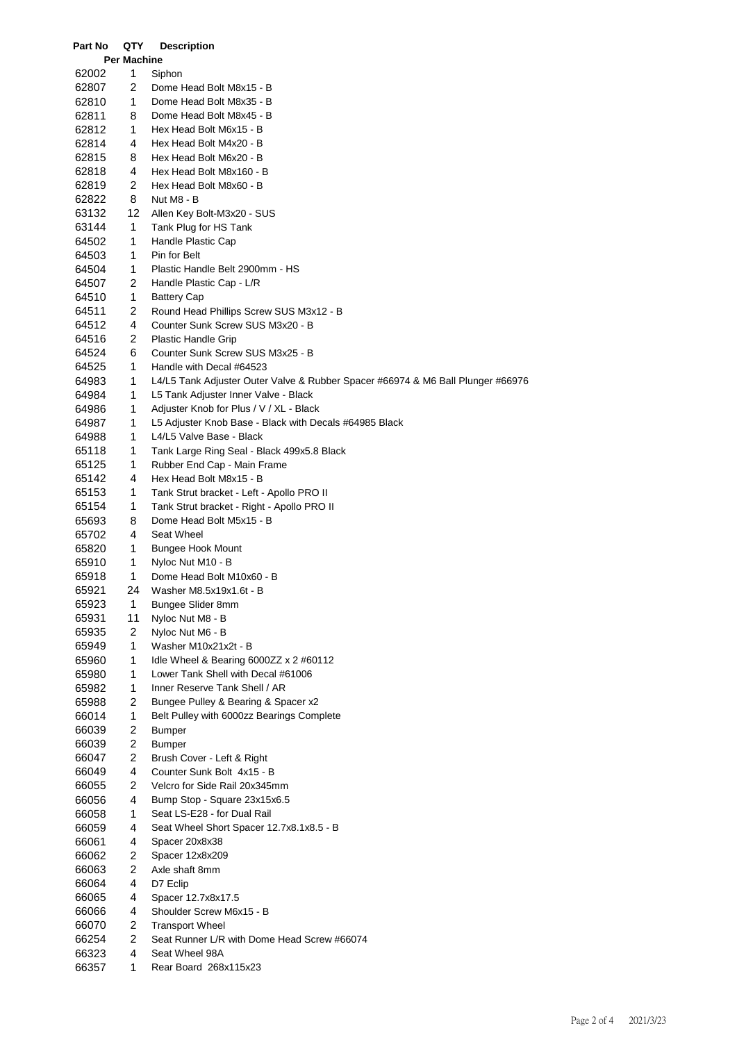| Part No | QTY Per Machine | Description |
|---|---|---|
| 62002 | 1 | Siphon |
| 62807 | 2 | Dome Head Bolt M8x15 - B |
| 62810 | 1 | Dome Head Bolt M8x35 - B |
| 62811 | 8 | Dome Head Bolt M8x45 - B |
| 62812 | 1 | Hex Head Bolt M6x15 - B |
| 62814 | 4 | Hex Head Bolt M4x20 - B |
| 62815 | 8 | Hex Head Bolt M6x20 - B |
| 62818 | 4 | Hex Head Bolt M8x160 - B |
| 62819 | 2 | Hex Head Bolt M8x60 - B |
| 62822 | 8 | Nut M8 - B |
| 63132 | 12 | Allen Key Bolt-M3x20 - SUS |
| 63144 | 1 | Tank Plug for HS Tank |
| 64502 | 1 | Handle Plastic Cap |
| 64503 | 1 | Pin for Belt |
| 64504 | 1 | Plastic Handle Belt 2900mm - HS |
| 64507 | 2 | Handle Plastic Cap - L/R |
| 64510 | 1 | Battery Cap |
| 64511 | 2 | Round Head Phillips Screw SUS M3x12 - B |
| 64512 | 4 | Counter Sunk Screw SUS M3x20 - B |
| 64516 | 2 | Plastic Handle Grip |
| 64524 | 6 | Counter Sunk Screw SUS M3x25 - B |
| 64525 | 1 | Handle with Decal #64523 |
| 64983 | 1 | L4/L5 Tank Adjuster Outer Valve & Rubber Spacer #66974 & M6 Ball Plunger #66976 |
| 64984 | 1 | L5 Tank Adjuster Inner Valve - Black |
| 64986 | 1 | Adjuster Knob for Plus / V / XL - Black |
| 64987 | 1 | L5 Adjuster Knob Base - Black with Decals #64985 Black |
| 64988 | 1 | L4/L5 Valve Base - Black |
| 65118 | 1 | Tank Large Ring Seal - Black 499x5.8 Black |
| 65125 | 1 | Rubber End Cap - Main Frame |
| 65142 | 4 | Hex Head Bolt M8x15 - B |
| 65153 | 1 | Tank Strut bracket - Left - Apollo PRO II |
| 65154 | 1 | Tank Strut bracket - Right - Apollo PRO II |
| 65693 | 8 | Dome Head Bolt M5x15 - B |
| 65702 | 4 | Seat Wheel |
| 65820 | 1 | Bungee Hook Mount |
| 65910 | 1 | Nyloc Nut M10 - B |
| 65918 | 1 | Dome Head Bolt M10x60 - B |
| 65921 | 24 | Washer M8.5x19x1.6t - B |
| 65923 | 1 | Bungee Slider 8mm |
| 65931 | 11 | Nyloc Nut M8 - B |
| 65935 | 2 | Nyloc Nut M6 - B |
| 65949 | 1 | Washer M10x21x2t - B |
| 65960 | 1 | Idle Wheel & Bearing 6000ZZ x 2 #60112 |
| 65980 | 1 | Lower Tank Shell with Decal #61006 |
| 65982 | 1 | Inner Reserve Tank Shell / AR |
| 65988 | 2 | Bungee Pulley & Bearing & Spacer x2 |
| 66014 | 1 | Belt Pulley with 6000zz Bearings Complete |
| 66039 | 2 | Bumper |
| 66039 | 2 | Bumper |
| 66047 | 2 | Brush Cover - Left & Right |
| 66049 | 4 | Counter Sunk Bolt 4x15 - B |
| 66055 | 2 | Velcro for Side Rail 20x345mm |
| 66056 | 4 | Bump Stop - Square 23x15x6.5 |
| 66058 | 1 | Seat LS-E28 - for Dual Rail |
| 66059 | 4 | Seat Wheel Short Spacer 12.7x8.1x8.5 - B |
| 66061 | 4 | Spacer 20x8x38 |
| 66062 | 2 | Spacer 12x8x209 |
| 66063 | 2 | Axle shaft 8mm |
| 66064 | 4 | D7 Eclip |
| 66065 | 4 | Spacer 12.7x8x17.5 |
| 66066 | 4 | Shoulder Screw M6x15 - B |
| 66070 | 2 | Transport Wheel |
| 66254 | 2 | Seat Runner L/R with Dome Head Screw #66074 |
| 66323 | 4 | Seat Wheel 98A |
| 66357 | 1 | Rear Board 268x115x23 |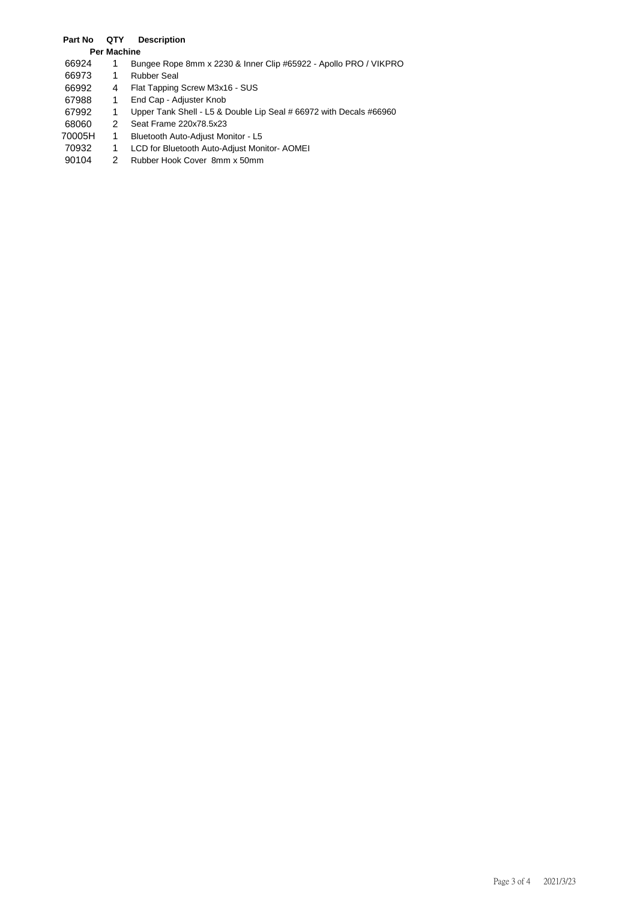| Part No | QTY Per Machine | Description |
|---|---|---|
| 66924 | 1 | Bungee Rope 8mm x 2230 & Inner Clip #65922 - Apollo PRO / VIKPRO |
| 66973 | 1 | Rubber Seal |
| 66992 | 4 | Flat Tapping Screw M3x16 - SUS |
| 67988 | 1 | End Cap - Adjuster Knob |
| 67992 | 1 | Upper Tank Shell - L5 & Double Lip Seal # 66972 with Decals #66960 |
| 68060 | 2 | Seat Frame 220x78.5x23 |
| 70005H | 1 | Bluetooth Auto-Adjust Monitor - L5 |
| 70932 | 1 | LCD for Bluetooth Auto-Adjust Monitor- AOMEI |
| 90104 | 2 | Rubber Hook Cover 8mm x 50mm |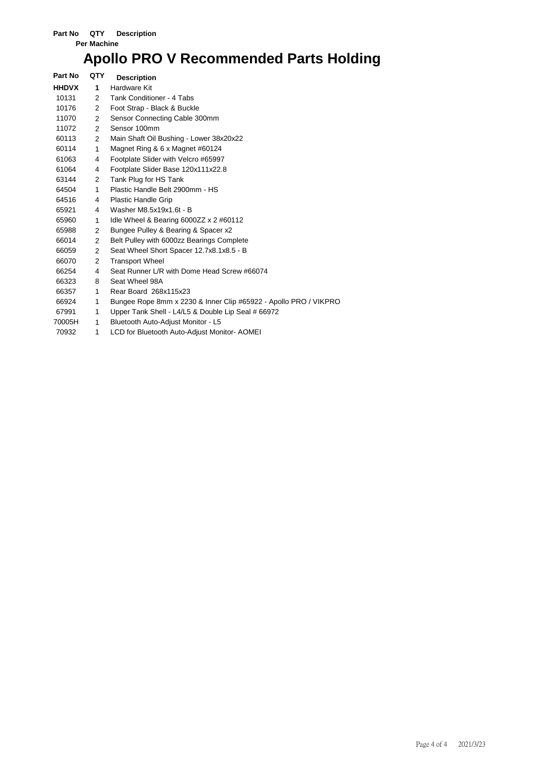**Part No** **QTY** **Description**
**Per Machine**

# Apollo PRO V Recommended Parts Holding

| Part No | QTY | Description |
|---|---|---|
| **HHDVX** | **1** | Hardware Kit |
| 10131 | 2 | Tank Conditioner - 4 Tabs |
| 10176 | 2 | Foot Strap - Black & Buckle |
| 11070 | 2 | Sensor Connecting Cable 300mm |
| 11072 | 2 | Sensor 100mm |
| 60113 | 2 | Main Shaft Oil Bushing - Lower 38x20x22 |
| 60114 | 1 | Magnet Ring & 6 x Magnet #60124 |
| 61063 | 4 | Footplate Slider with Velcro #65997 |
| 61064 | 4 | Footplate Slider Base 120x111x22.8 |
| 63144 | 2 | Tank Plug for HS Tank |
| 64504 | 1 | Plastic Handle Belt 2900mm - HS |
| 64516 | 4 | Plastic Handle Grip |
| 65921 | 4 | Washer M8.5x19x1.6t - B |
| 65960 | 1 | Idle Wheel & Bearing 6000ZZ x 2 #60112 |
| 65988 | 2 | Bungee Pulley & Bearing & Spacer x2 |
| 66014 | 2 | Belt Pulley with 6000zz Bearings Complete |
| 66059 | 2 | Seat Wheel Short Spacer 12.7x8.1x8.5 - B |
| 66070 | 2 | Transport Wheel |
| 66254 | 4 | Seat Runner L/R with Dome Head Screw #66074 |
| 66323 | 8 | Seat Wheel 98A |
| 66357 | 1 | Rear Board 268x115x23 |
| 66924 | 1 | Bungee Rope 8mm x 2230 & Inner Clip #65922 - Apollo PRO / VIKPRO |
| 67991 | 1 | Upper Tank Shell - L4/L5 & Double Lip Seal # 66972 |
| 70005H | 1 | Bluetooth Auto-Adjust Monitor - L5 |
| 70932 | 1 | LCD for Bluetooth Auto-Adjust Monitor- AOMEI |

2021/3/23